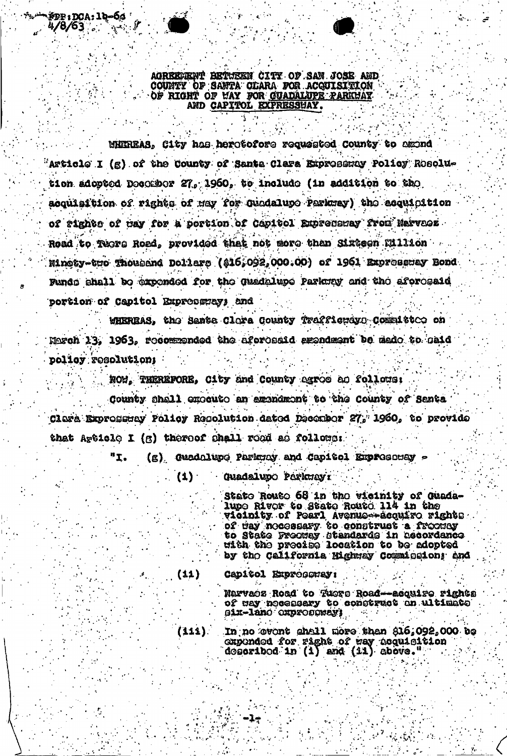FDP:DCA:lb-6d
4/8/63

AGREEMENT BETWEEN CITY OF SAN JOSE AND COUNTY OF SANTA CLARA FOR ACQUISITION OF RIGHT OF WAY FOR GUADALUPE PARKWAY AND CAPITOL EXPRESSWAY.

WHEREAS, City has heretofore requested County to amend Article I (g) of the County of Santa Clara Expressway Policy Resolution adopted December 27, 1960, to include (in addition to the acquisition of rights of way for Guadalupe Parkway) the acquisition of rights of way for a portion of Capitol Expressway from Narvaez Road to Tuers Road, provided that not more than Sixteen Million Ninety-two Thousand Dollars ($16,092,000.00) of 1961 Expressway Bond Funds shall be expended for the Guadalupe Parkway and the aforesaid portion of Capitol Expressway; and

WHEREAS, the Santa Clara County Trafficways Committee on March 13, 1963, recommended the aforesaid amendment be made to said policy resolution;

NOW, THEREFORE, City and County agree as follows:

County shall execute an amendment to the County of Santa Clara Expressway Policy Resolution dated December 27, 1960, to provide that Article I (g) thereof shall read as follows:

"I. (g) Guadalupe Parkway and Capitol Expressway -

(i) Guadalupe Parkway:

State Route 68 in the vicinity of Guadalupe River to State Route 114 in the vicinity of Pearl Avenue--acquire rights of way necessary to construct a freeway to State Freeway standards in accordance with the precise location to be adopted by the California Highway Commission; and

(ii) Capitol Expressway:

Narvaez Road to Tuers Road--acquire rights of way necessary to construct an ultimate six-lane expressway;

(iii) In no event shall more than $16,092,000 be expended for right of way acquisition described in (i) and (ii) above."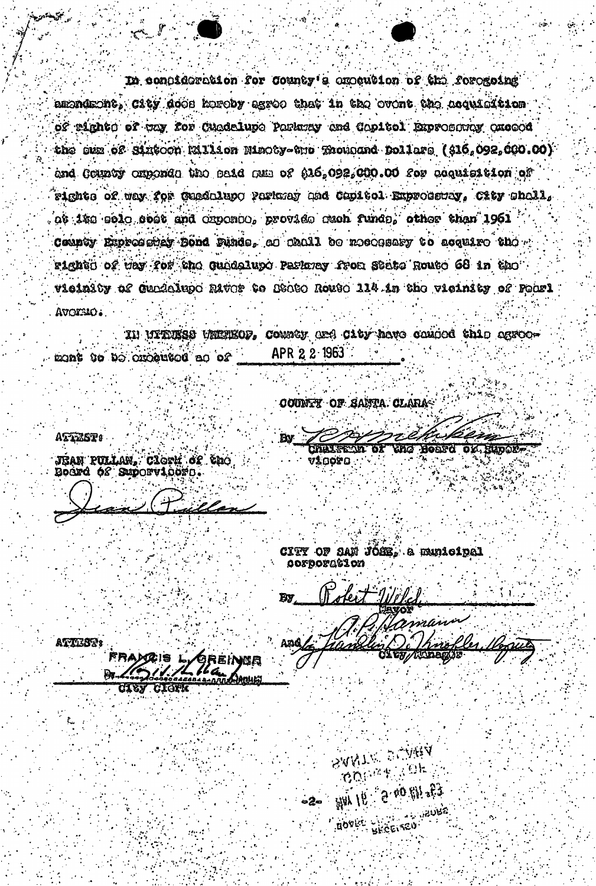In consideration for County's execution of the foregoing amendment, City does hereby agree that in the event the acquisition of rights of way for Guadalupe Parkway and Capitol Expressway exceed the sum of Sixteen Million Ninety-two Thousand Dollars ($16,092,000.00) and County expends the said sum of $16,092,000.00 for acquisition of rights of way for Guadalupe Parkway and Capitol Expressway, City shall, at its sole cost and expense, provide such funds, other than 1961 County Expressway Bond Funds, as shall be necessary to acquire the rights of way for the Guadalupe Parkway from State Route 68 in the vicinity of Guadalupe River to State Route 114 in the vicinity of Pearl Avenue.

IN WITNESS WHEREOF, County and City have caused this agreement to be executed as of APR 22 1963.

COUNTY OF SANTA CLARA

By [signature]
Chairman of the Board of Supervisors

ATTEST:

JEAN PULLAN, Clerk of the Board of Supervisors.

[signature]

CITY OF SAN JOSE, a municipal corporation

By [signature]
Mayor

And [signature]
City Manager

ATTEST:

FRANCIS L. GREINER
By [signature]
City Clerk

SANTA CLARA COUNTY
MAY 16 2 00 PM '63
BOARD OF SUPERVISORS RECEIVED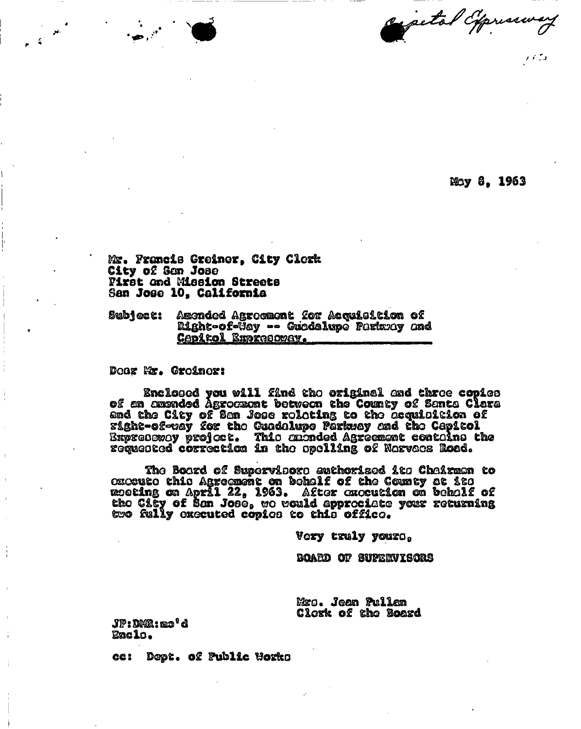Capitol Expressway

May 8, 1963

Mr. Francis Greiner, City Clerk
City of San Jose
First and Mission Streets
San Jose 10, California

Subject: Amended Agreement for Acquisition of Right-of-Way -- Guadalupe Parkway and Capitol Expressway.

Dear Mr. Greiner:

Enclosed you will find the original and three copies of an amended Agreement between the County of Santa Clara and the City of San Jose relating to the acquisition of right-of-way for the Guadalupe Parkway and the Capitol Expressway project. This amended Agreement contains the requested correction in the spelling of Narvaez Road.

The Board of Supervisors authorized its Chairman to execute this Agreement on behalf of the County at its meeting on April 22, 1963. After execution on behalf of the City of San Jose, we would appreciate your returning two fully executed copies to this office.

Very truly yours,

BOARD OF SUPERVISORS

Mrs. Jean Pullan
Clerk of the Board

JP:DMR:mo'd
Encls.

cc: Dept. of Public Works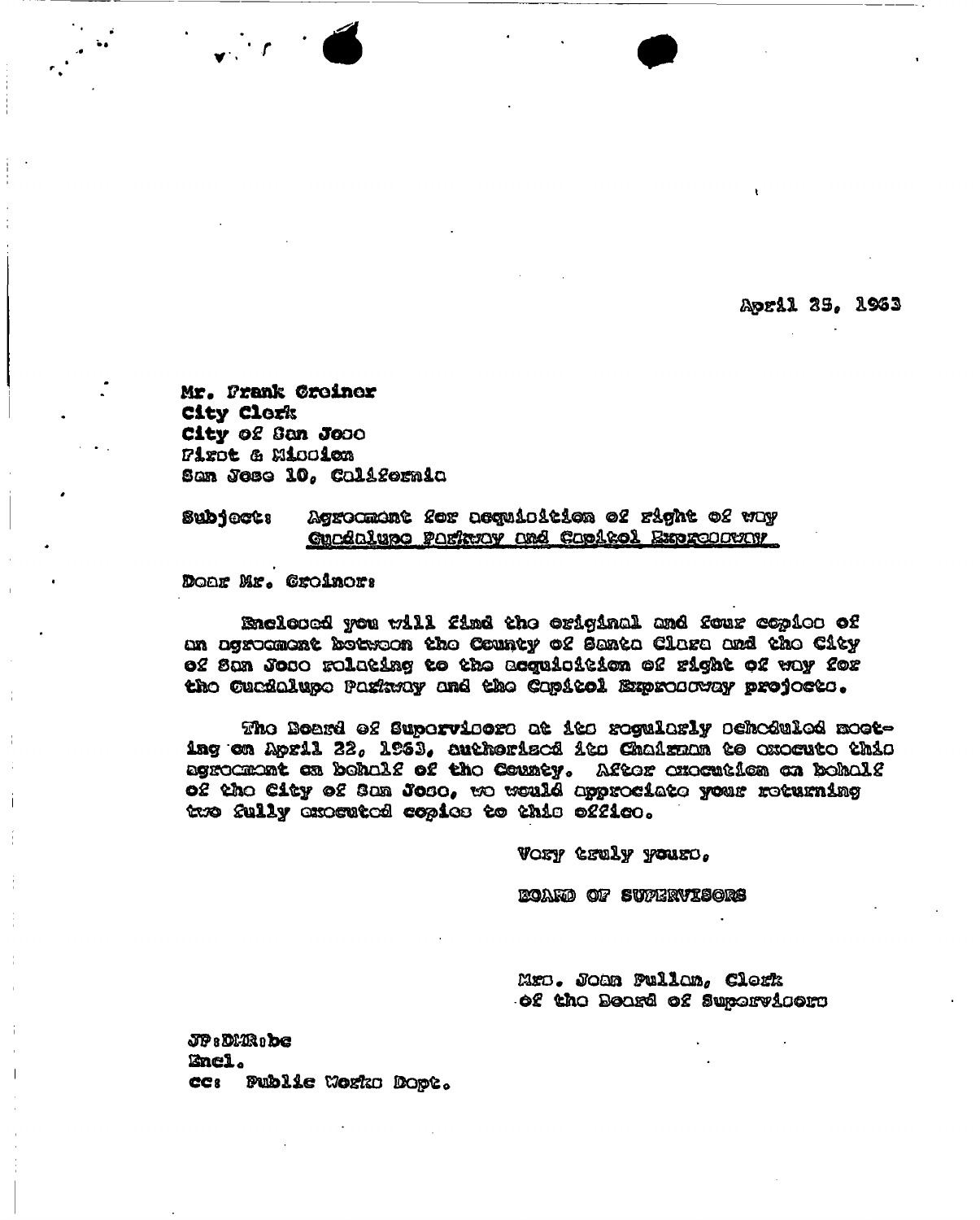April 25, 1963

Mr. Frank Greiner
City Clerk
City of San Jose
First & Mission
San Jose 10, California

Subject: Agreement for acquisition of right of way
Guadalupe Parkway and Capitol Expressway

Dear Mr. Greiner:

Enclosed you will find the original and four copies of an agreement between the County of Santa Clara and the City of San Jose relating to the acquisition of right of way for the Guadalupe Parkway and the Capitol Expressway projects.

The Board of Supervisors at its regularly scheduled meeting on April 22, 1963, authorized its Chairman to execute this agreement on behalf of the County. After execution on behalf of the City of San Jose, we would appreciate your returning two fully executed copies to this office.

Very truly yours,

BOARD OF SUPERVISORS

Mrs. Jean Pullan, Clerk
of the Board of Supervisors

JP:DMR:bc
Encl.
cc: Public Works Dept.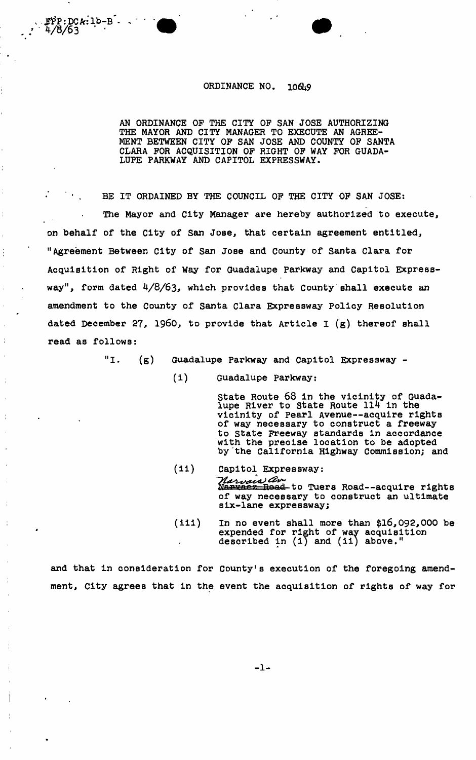FPP:DCK:lb-B
4/8/63

# ORDINANCE NO. 10649

AN ORDINANCE OF THE CITY OF SAN JOSE AUTHORIZING THE MAYOR AND CITY MANAGER TO EXECUTE AN AGREEMENT BETWEEN CITY OF SAN JOSE AND COUNTY OF SANTA CLARA FOR ACQUISITION OF RIGHT OF WAY FOR GUADALUPE PARKWAY AND CAPITOL EXPRESSWAY.

BE IT ORDAINED BY THE COUNCIL OF THE CITY OF SAN JOSE:

The Mayor and City Manager are hereby authorized to execute, on behalf of the City of San Jose, that certain agreement entitled, "Agreement Between City of San Jose and County of Santa Clara for Acquisition of Right of Way for Guadalupe Parkway and Capitol Expressway", form dated 4/8/63, which provides that County shall execute an amendment to the County of Santa Clara Expressway Policy Resolution dated December 27, 1960, to provide that Article I (g) thereof shall read as follows:

"I. (g) Guadalupe Parkway and Capitol Expressway -

(i) Guadalupe Parkway:

State Route 68 in the vicinity of Guadalupe River to State Route 114 in the vicinity of Pearl Avenue--acquire rights of way necessary to construct a freeway to State Freeway standards in accordance with the precise location to be adopted by the California Highway Commission; and

(ii) Capitol Expressway:

~~Narvaez Road~~ Narvaez Av. to Tuers Road--acquire rights of way necessary to construct an ultimate six-lane expressway;

(iii) In no event shall more than $16,092,000 be expended for right of way acquisition described in (i) and (ii) above."

and that in consideration for County's execution of the foregoing amendment, City agrees that in the event the acquisition of rights of way for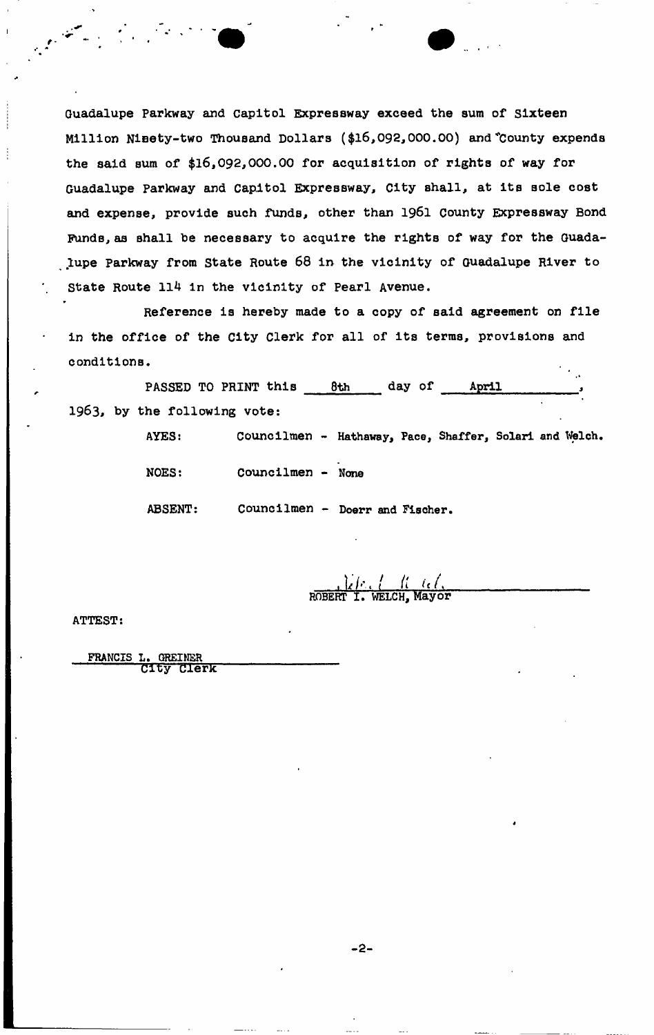Guadalupe Parkway and Capitol Expressway exceed the sum of Sixteen Million Ninety-two Thousand Dollars ($16,092,000.00) and County expends the said sum of $16,092,000.00 for acquisition of rights of way for Guadalupe Parkway and Capitol Expressway, City shall, at its sole cost and expense, provide such funds, other than 1961 County Expressway Bond Funds, as shall be necessary to acquire the rights of way for the Guadalupe Parkway from State Route 68 in the vicinity of Guadalupe River to State Route 114 in the vicinity of Pearl Avenue.

Reference is hereby made to a copy of said agreement on file in the office of the City Clerk for all of its terms, provisions and conditions.

PASSED TO PRINT this 8th day of April, 1963, by the following vote:

AYES: Councilmen - Hathaway, Pace, Shaffer, Solari and Welch.

NOES: Councilmen - None

ABSENT: Councilmen - Doerr and Fischer.

ROBERT I. WELCH, Mayor

ATTEST:

FRANCIS L. GREINER
City Clerk